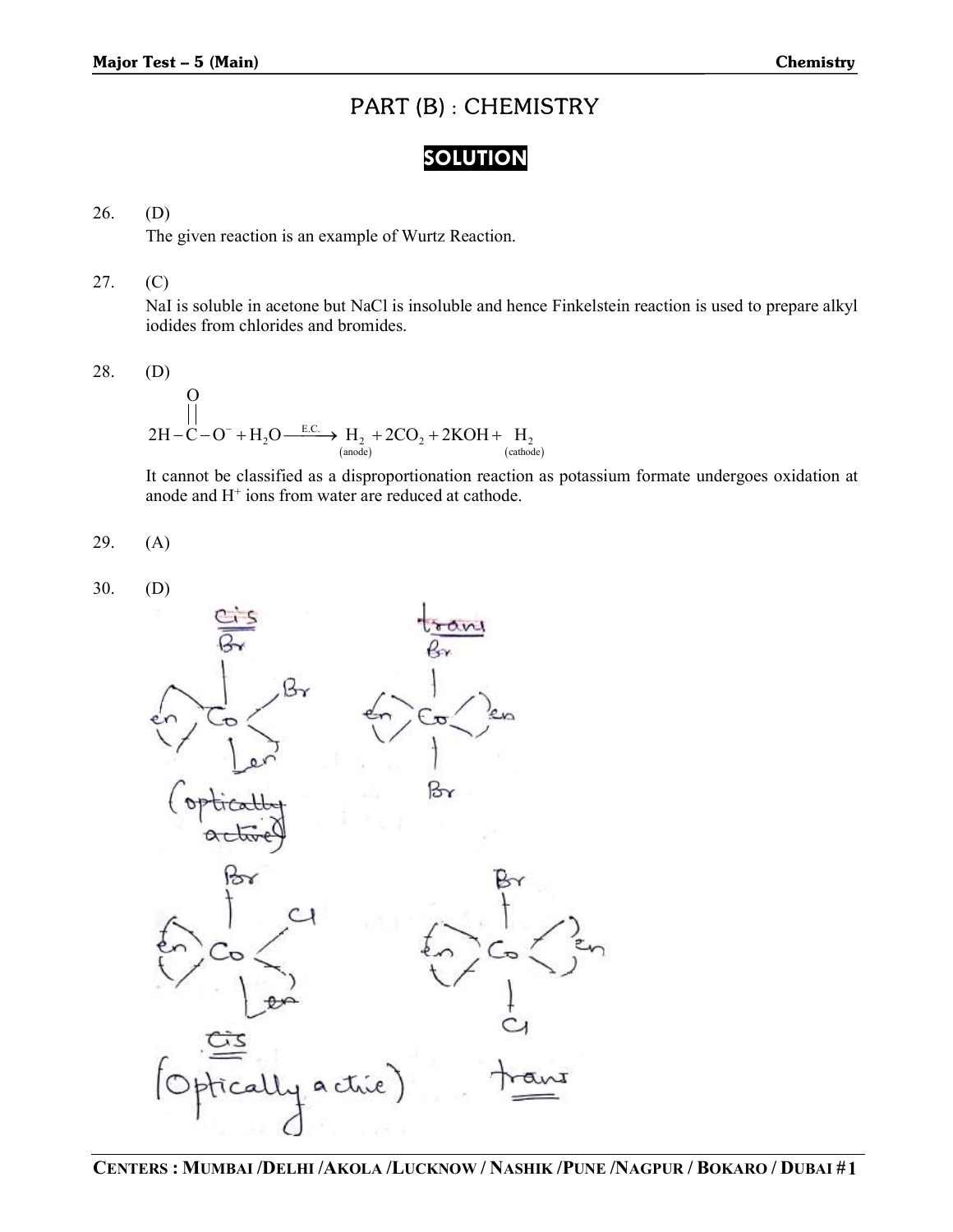# PART (B) : CHEMISTRY

## SOLUTION

26. (D)

    The given reaction is an example of Wurtz Reaction.

27. (C)

    NaI is soluble in acetone but NaCl is insoluble and hence Finkelstein reaction is used to prepare alkyl iodides from chlorides and bromides.

28. (D)

$$2H-\overset{\overset{\displaystyle O}{||}}{C}-O^- + H_2O \xrightarrow{\text{E.C.}} \underset{\text{(anode)}}{H_2} + 2CO_2 + 2KOH + \underset{\text{(cathode)}}{H_2}$$

    It cannot be classified as a disproportionation reaction as potassium formate undergoes oxidation at anode and $H^+$ ions from water are reduced at cathode.

29. (A)

30. (D)

cis

Br

en Co Br

en

(optically active)

trans

Br

en Co en

Br

Br

en Co Cl

en

cis

(Optically active)

Br

en Co en

Cl

trans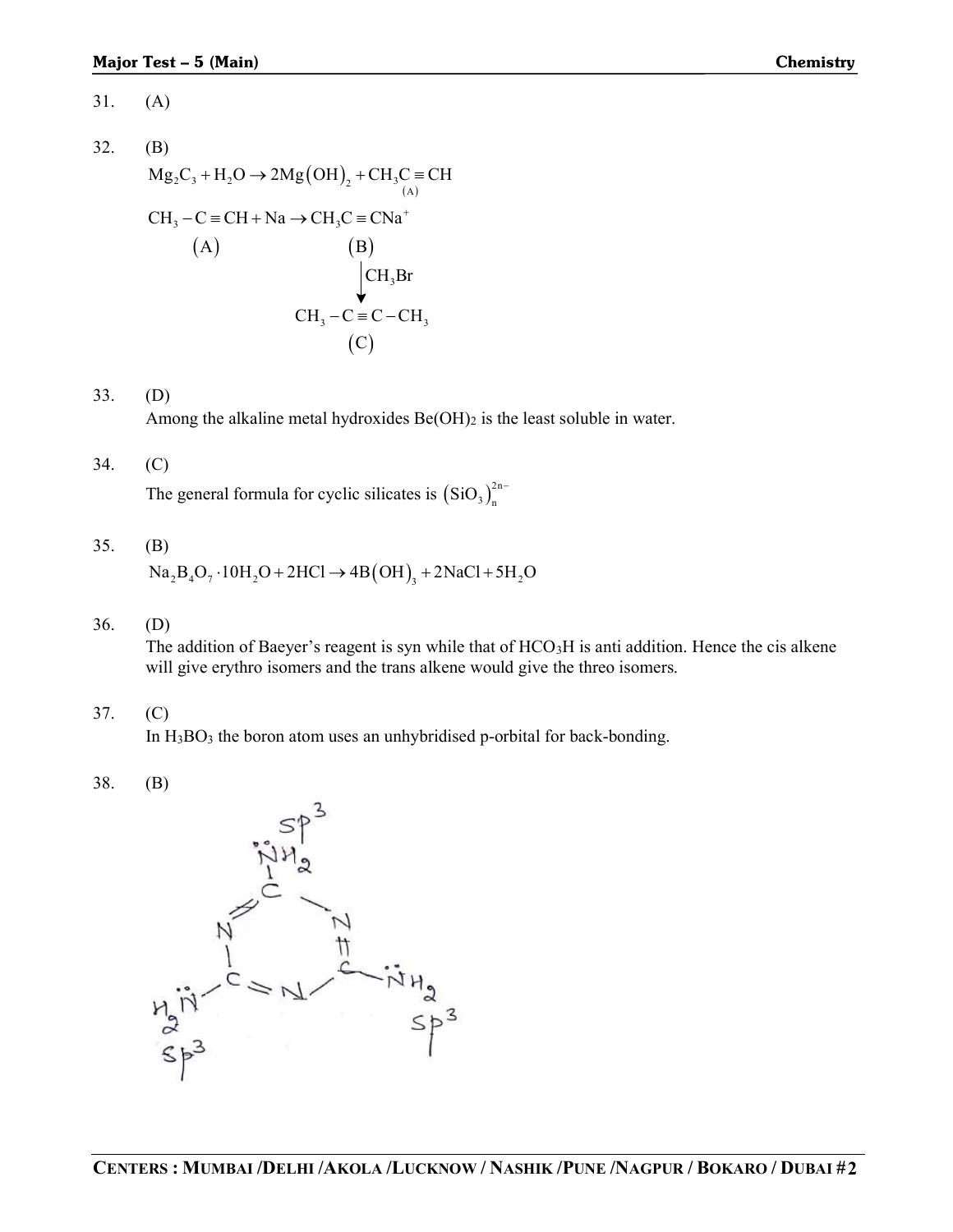31. (A)

32. (B)

$$Mg_2C_3 + H_2O \rightarrow 2Mg(OH)_2 + \underset{(A)}{CH_3C \equiv CH}$$

$$\underset{(A)}{CH_3-C \equiv CH} + Na \rightarrow \underset{(B)}{CH_3C \equiv CNa^+}$$

$$\xrightarrow{CH_3Br} \underset{(C)}{CH_3-C \equiv C-CH_3}$$

33. (D)

Among the alkaline metal hydroxides $Be(OH)_2$ is the least soluble in water.

34. (C)

The general formula for cyclic silicates is $(SiO_3)_n^{2n-}$

35. (B)

$$Na_2B_4O_7 \cdot 10H_2O + 2HCl \rightarrow 4B(OH)_3 + 2NaCl + 5H_2O$$

36. (D)

The addition of Baeyer's reagent is syn while that of $HCO_3H$ is anti addition. Hence the cis alkene will give erythro isomers and the trans alkene would give the threo isomers.

37. (C)

In $H_3BO_3$ the boron atom uses an unhybridised p-orbital for back-bonding.

38. (B)

(Structure: triazine ring with three $\ddot{N}H_2$ groups, each labelled $sp^3$)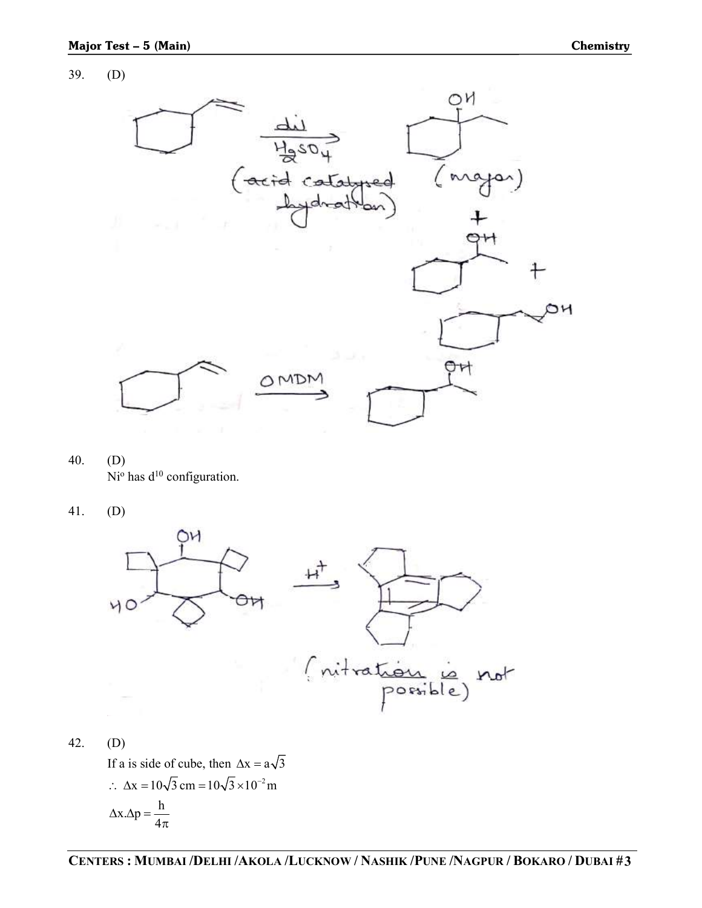39. (D)

dil $H_2SO_4$ (acid catalysed hydration) → (major) + +

OMDM

40. (D)

$Ni^o$ has $d^{10}$ configuration.

41. (D)

$H^+$

(nitration is not possible)

42. (D)

If a is side of cube, then $\Delta x = a\sqrt{3}$

$\therefore\ \Delta x = 10\sqrt{3}\,\text{cm} = 10\sqrt{3} \times 10^{-2}\,\text{m}$

$$\Delta x.\Delta p = \frac{h}{4\pi}$$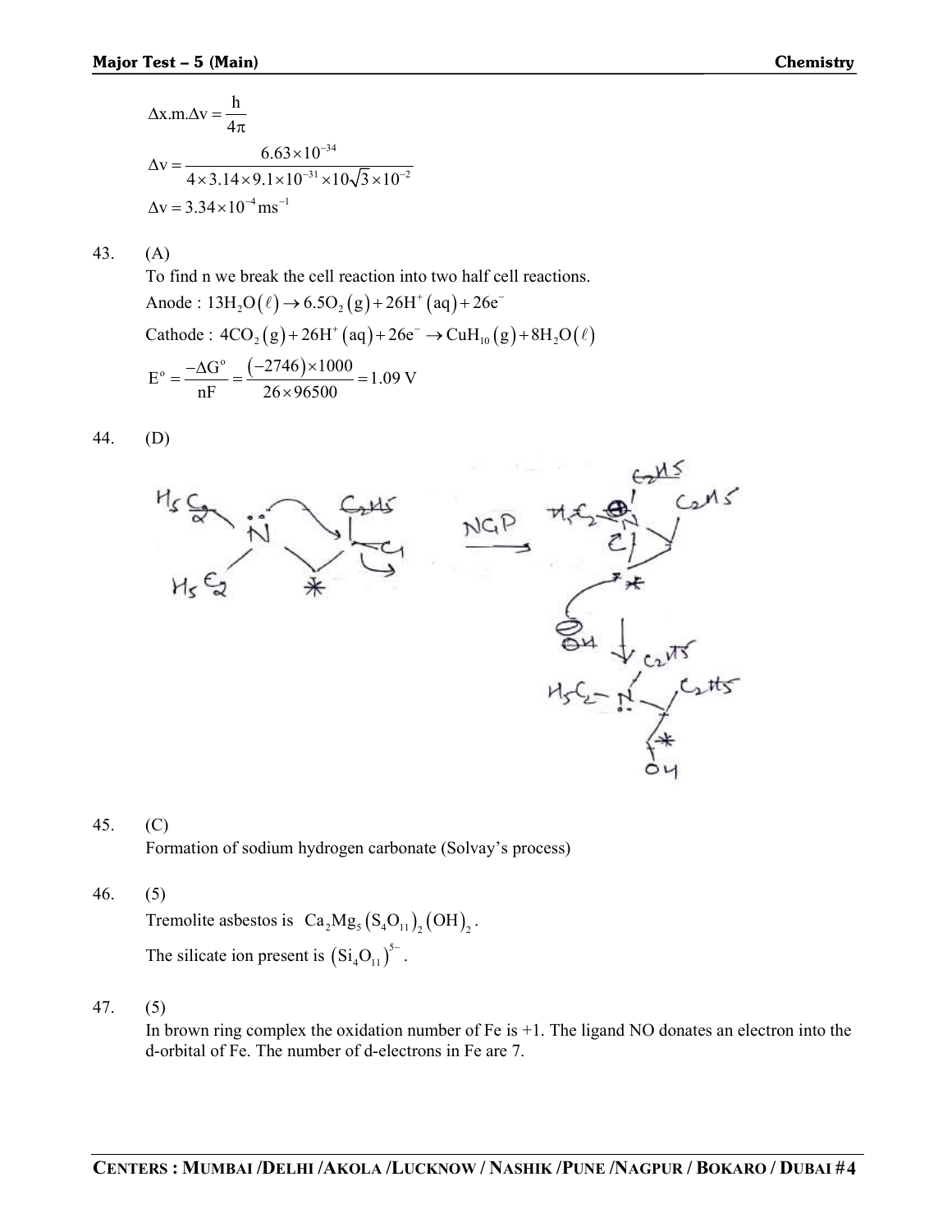$$\Delta x.m.\Delta v = \frac{h}{4\pi}$$

$$\Delta v = \frac{6.63\times10^{-34}}{4\times3.14\times9.1\times10^{-31}\times10\sqrt{3}\times10^{-2}}$$

$$\Delta v = 3.34\times10^{-4}\,ms^{-1}$$

43. (A)

To find n we break the cell reaction into two half cell reactions.

Anode : $13H_2O(\ell) \rightarrow 6.5O_2(g) + 26H^+(aq) + 26e^-$

Cathode : $4CO_2(g) + 26H^+(aq) + 26e^- \rightarrow CuH_{10}(g) + 8H_2O(\ell)$

$$E^o = \frac{-\Delta G^o}{nF} = \frac{(-2746)\times1000}{26\times96500} = 1.09\,V$$

44. (D)

45. (C)

Formation of sodium hydrogen carbonate (Solvay's process)

46. (5)

Tremolite asbestos is $Ca_2Mg_5(S_4O_{11})_2(OH)_2$.

The silicate ion present is $(Si_4O_{11})^{5-}$.

47. (5)

In brown ring complex the oxidation number of Fe is +1. The ligand NO donates an electron into the d-orbital of Fe. The number of d-electrons in Fe are 7.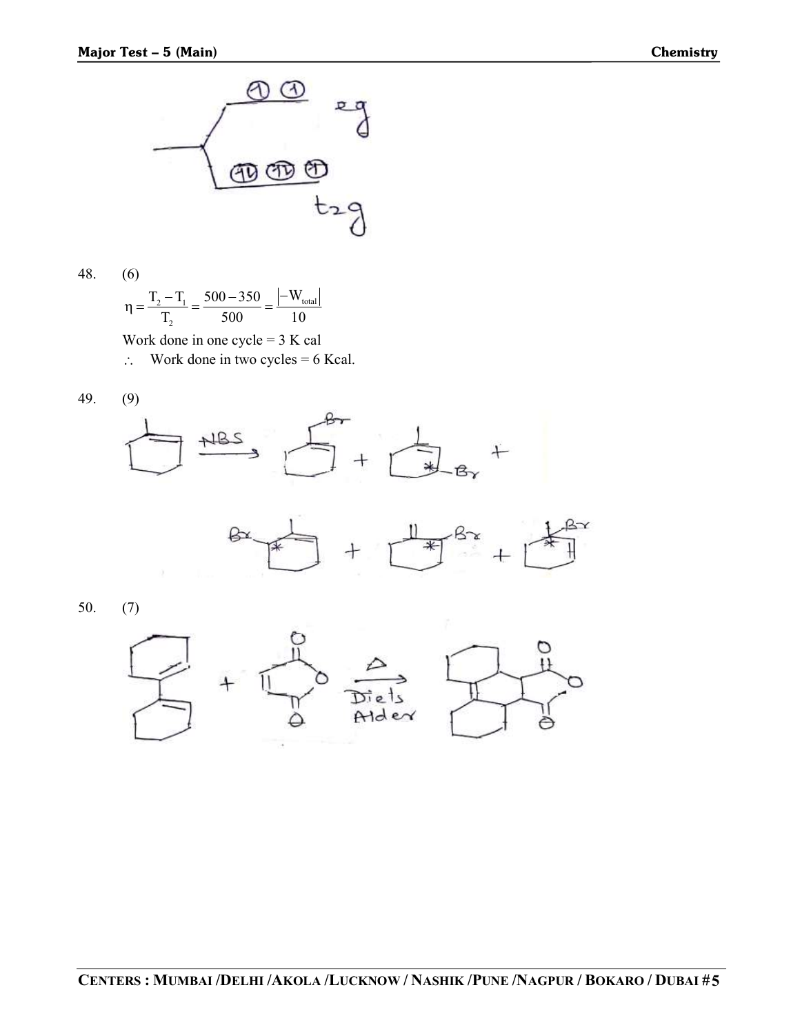eg

t2g

48. (6)

$$\eta = \frac{T_2 - T_1}{T_2} = \frac{500 - 350}{500} = \frac{|-W_{total}|}{10}$$

Work done in one cycle = 3 K cal

$\therefore$ Work done in two cycles = 6 Kcal.

49. (9)

NBS

50. (7)

Δ

Diels Alder